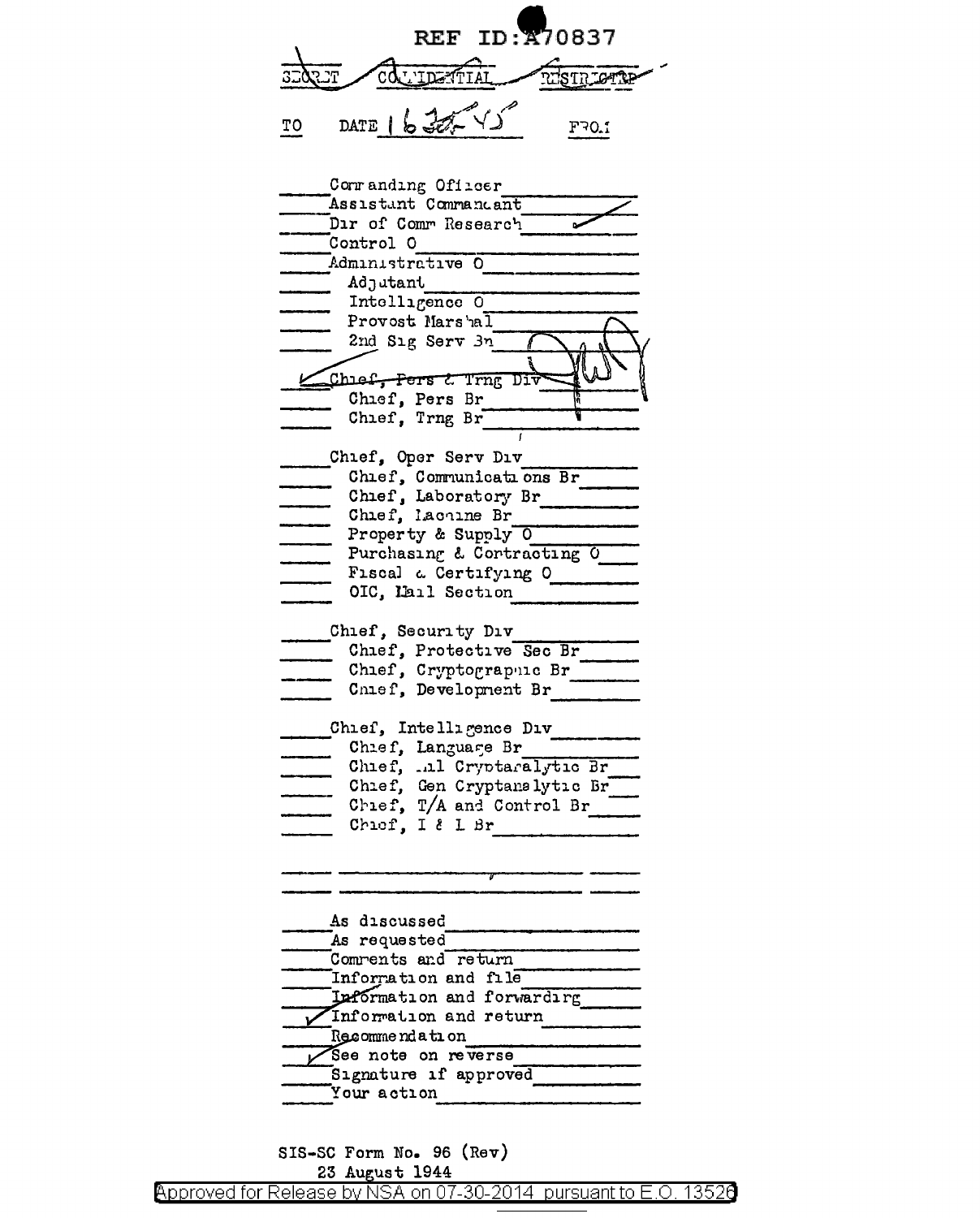REF ID:A70837

SECRET / CONFIDENTIAL / RESTRICTED

TO DATE 16 Jul 45 FROM

- ____ Commanding Officer
- ____ Assistant Commandant
- ____ Dir of Comm Research ✓
- ____ Control O
- ____ Administrative O
  - ____ Adjutant
  - ____ Intelligence O
  - ____ Provost Marshal
  - ____ 2nd Sig Serv Bn
- ✓ ~~Chief, Pers & Trng Div~~
  - ____ Chief, Pers Br
  - ____ Chief, Trng Br
- ____ Chief, Oper Serv Div
  - ____ Chief, Communications Br
  - ____ Chief, Laboratory Br
  - ____ Chief, Machine Br
  - ____ Property & Supply O
  - ____ Purchasing & Contracting O
  - ____ Fiscal & Certifying O
  - ____ OIC, Mail Section
- ____ Chief, Security Div
  - ____ Chief, Protective Sec Br
  - ____ Chief, Cryptographic Br
  - ____ Chief, Development Br
- ____ Chief, Intelligence Div
  - ____ Chief, Language Br
  - ____ Chief, ..l Cryptanalytic Br
  - ____ Chief, Gen Cryptanalytic Br
  - ____ Chief, T/A and Control Br
  - ____ Chief, I & L Br

- ____ As discussed
- ____ As requested
- ____ Comments and return
- ____ Information and file
- ____ Information and forwarding
- ✓ Information and return
- ____ Recommendation
- ✓ See note on reverse
- ____ Signature if approved
- ____ Your action

SIS-SC Form No. 96 (Rev)
23 August 1944

Approved for Release by NSA on 07-30-2014 pursuant to E.O. 13526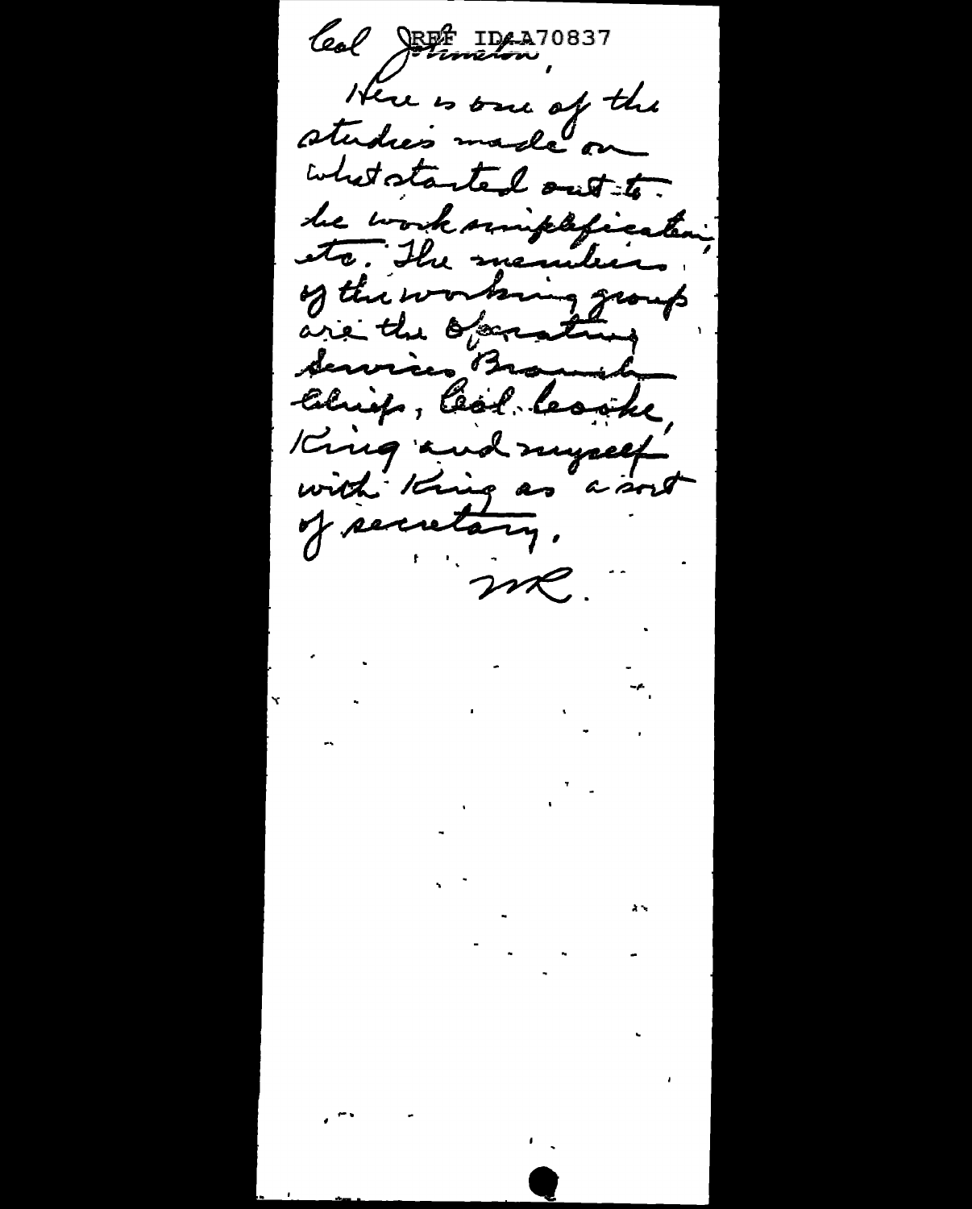REF ID:A70837

Col Johnston,

Here is one of the studies made on what started out to be work simplification, etc. The members of the working group are the Operating Services Branch Chief, Col. Cooke, King and myself with King as a sort of secretary.

MR.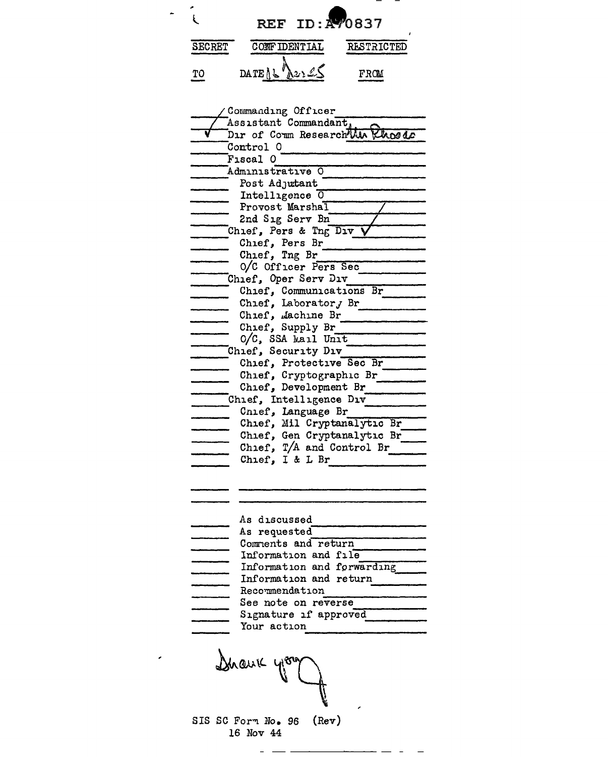REF ID:A70837

SECRET | CONFIDENTIAL | RESTRICTED

TO | DATE 16 Mar 45 | FROM

| | |
|---|---|
| ✓ | Commanding Officer |
| ✓ | Assistant Commandant |
| ✓ | Dir of Comm Research Mr Rhoads |
| | Control O |
| | Fiscal O |
| | Administrative O |
| | Post Adjutant |
| | Intelligence O |
| | Provost Marshal |
| | 2nd Sig Serv Bn |
| | Chief, Pers & Tng Div ✓ |
| | Chief, Pers Br |
| | Chief, Tng Br |
| | O/C Officer Pers Sec |
| | Chief, Oper Serv Div |
| | Chief, Communications Br |
| | Chief, Laboratory Br |
| | Chief, Machine Br |
| | Chief, Supply Br |
| | O/C, SSA Mail Unit |
| | Chief, Security Div |
| | Chief, Protective Sec Br |
| | Chief, Cryptographic Br |
| | Chief, Development Br |
| | Chief, Intelligence Div |
| | Chief, Language Br |
| | Chief, Mil Cryptanalytic Br |
| | Chief, Gen Cryptanalytic Br |
| | Chief, T/A and Control Br |
| | Chief, I & L Br |
| | |
| | |
| | As discussed |
| | As requested |
| | Comments and return |
| | Information and file |
| | Information and forwarding |
| | Information and return |
| | Recommendation |
| | See note on reverse |
| | Signature if approved |
| | Your action |

Thank you

SIS SC Form No. 96 (Rev)
16 Nov 44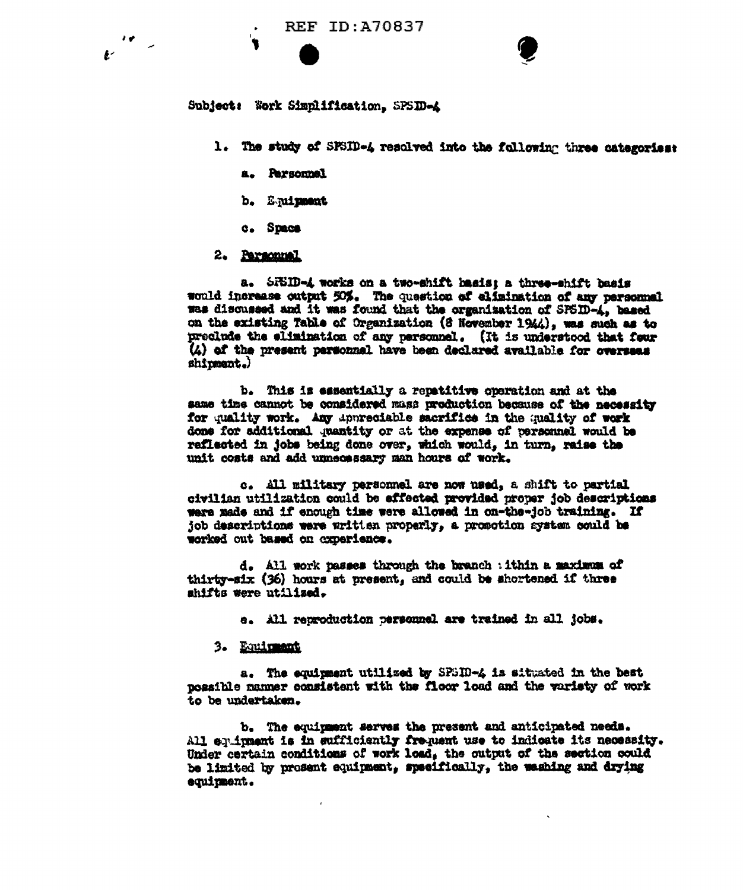Subject: Work Simplification, SPSID-4

1. The study of SPSID-4 resolved into the following three categories:

   a. Personnel

   b. Equipment

   c. Space

2. Personnel

   a. SPSID-4 works on a two-shift basis; a three-shift basis would increase output 50%. The question of elimination of any personnel was discussed and it was found that the organization of SPSID-4, based on the existing Table of Organization (8 November 1944), was such as to preclude the elimination of any personnel. (It is understood that four (4) of the present personnel have been declared available for overseas shipment.)

   b. This is essentially a repetitive operation and at the same time cannot be considered mass production because of the necessity for quality work. Any appreciable sacrifice in the quality of work done for additional quantity or at the expense of personnel would be reflected in jobs being done over, which would, in turn, raise the unit costs and add unnecessary man hours of work.

   c. All military personnel are now used, a shift to partial civilian utilization could be effected provided proper job descriptions were made and if enough time were allowed in on-the-job training. If job descriptions were written properly, a promotion system could be worked out based on experience.

   d. All work passes through the branch within a maximum of thirty-six (36) hours at present, and could be shortened if three shifts were utilized.

   e. All reproduction personnel are trained in all jobs.

3. Equipment

   a. The equipment utilized by SPSID-4 is situated in the best possible manner consistent with the floor load and the variety of work to be undertaken.

   b. The equipment serves the present and anticipated needs. All equipment is in sufficiently frequent use to indicate its necessity. Under certain conditions of work load, the output of the section could be limited by present equipment, specifically, the washing and drying equipment.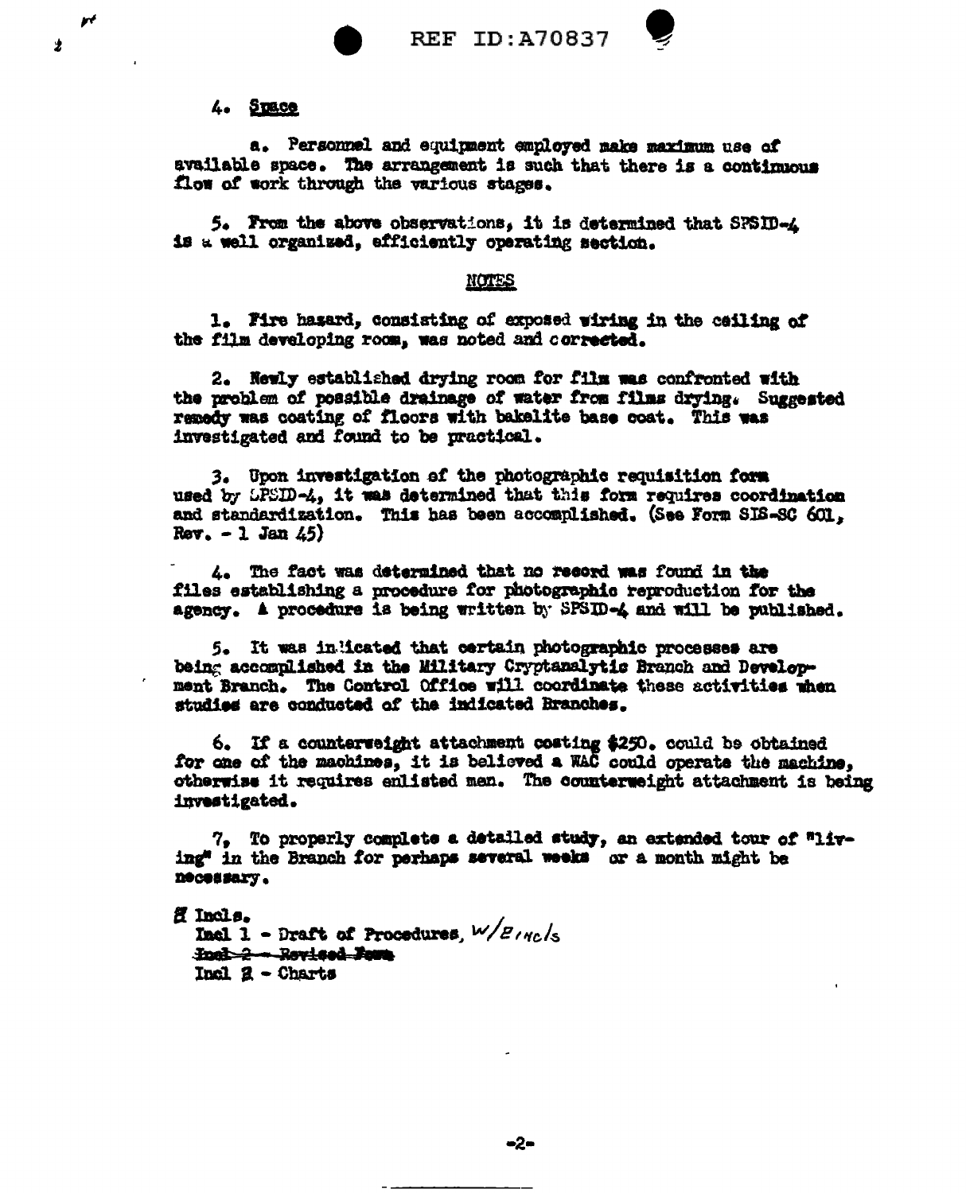4. **Space**

a. Personnel and equipment employed make maximum use of available space. The arrangement is such that there is a continuous flow of work through the various stages.

5. From the above observations, it is determined that SPSID-4 is a well organized, efficiently operating section.

## NOTES

1. Fire hazard, consisting of exposed wiring in the ceiling of the film developing room, was noted and corrected.

2. Newly established drying room for film was confronted with the problem of possible drainage of water from films drying. Suggested remedy was coating of floors with bakelite base coat. This was investigated and found to be practical.

3. Upon investigation of the photographic requisition form used by SPSID-4, it was determined that this form requires coordination and standardization. This has been accomplished. (See Form SIS-SC 601, Rev. - 1 Jan 45)

4. The fact was determined that no record was found in the files establishing a procedure for photographic reproduction for the agency. A procedure is being written by SPSID-4 and will be published.

5. It was indicated that certain photographic processes are being accomplished in the Military Cryptanalytic Branch and Development Branch. The Control Office will coordinate these activities when studies are conducted of the indicated Branches.

6. If a counterweight attachment costing $250. could be obtained for one of the machines, it is believed a WAC could operate the machine, otherwise it requires enlisted men. The counterweight attachment is being investigated.

7. To properly complete a detailed study, an extended tour of "living" in the Branch for perhaps several weeks or a month might be necessary.

2 Incls.
Incl 1 - Draft of Procedures, w/2 incls
~~Incl 2 - Revised Form~~
Incl 2 - Charts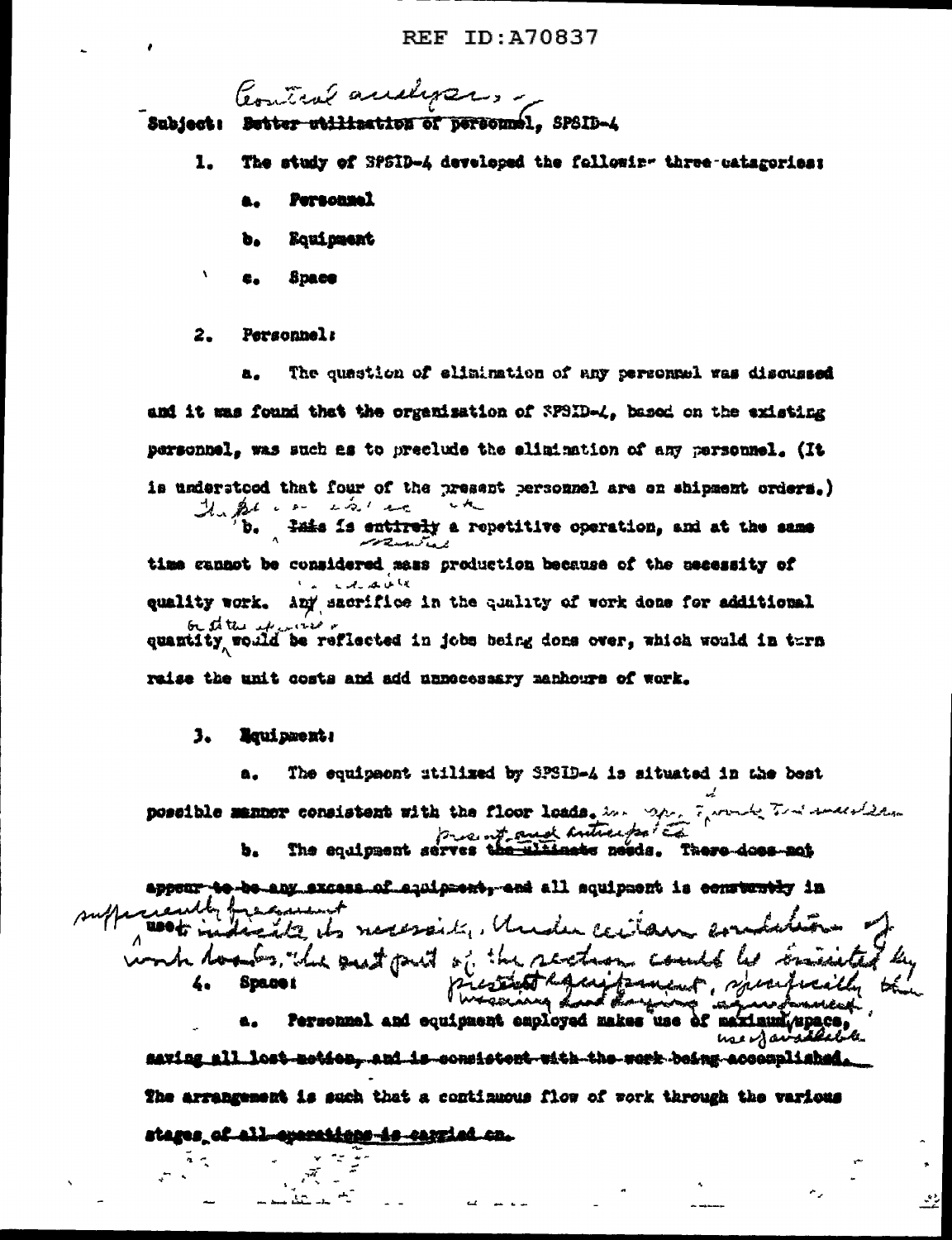Control analysis, -

Subject: ~~Better utilization of personnel~~, SPSID-4

1. The study of SPSID-4 developed the following three categories:

   a. Personnel

   b. Equipment

   c. Space

2. Personnel:

   a. The question of elimination of any personnel was discussed and it was found that the organization of SPSID-4, based on the existing personnel, was such as to preclude the elimination of any personnel. (It is understood that four of the present personnel are on shipment orders.)

   b. ~~This is entirely~~ The bulk is a... ...essential a repetitive operation, and at the same time cannot be considered mass production because of the necessity of quality work. Any sacrifice in the quality of work done for additional quantity by the operator would be reflected in jobs being done over, which would in turn raise the unit costs and add unnecessary manhours of work.

3. Equipment:

   a. The equipment utilized by SPSID-4 is situated in the best possible manner consistent with the floor loads. ...

   b. The equipment serves the ~~ultimate~~ present and anticipated needs. ~~There does not appear to be any excess of equipment, and all equipment is constantly in use~~ sufficiently frequent use to indicate its necessity. Under certain conditions of work loads, the great part of the section could be assisted by present equipment, specifically the ... ... equipment.

4. Space:

   a. Personnel and equipment employed makes use of maximum/space, use of available ~~saving all lost motion, and is consistent with the work being accomplished.~~ The arrangement is such that a continuous flow of work through the various stages ~~of all operations is carried on.~~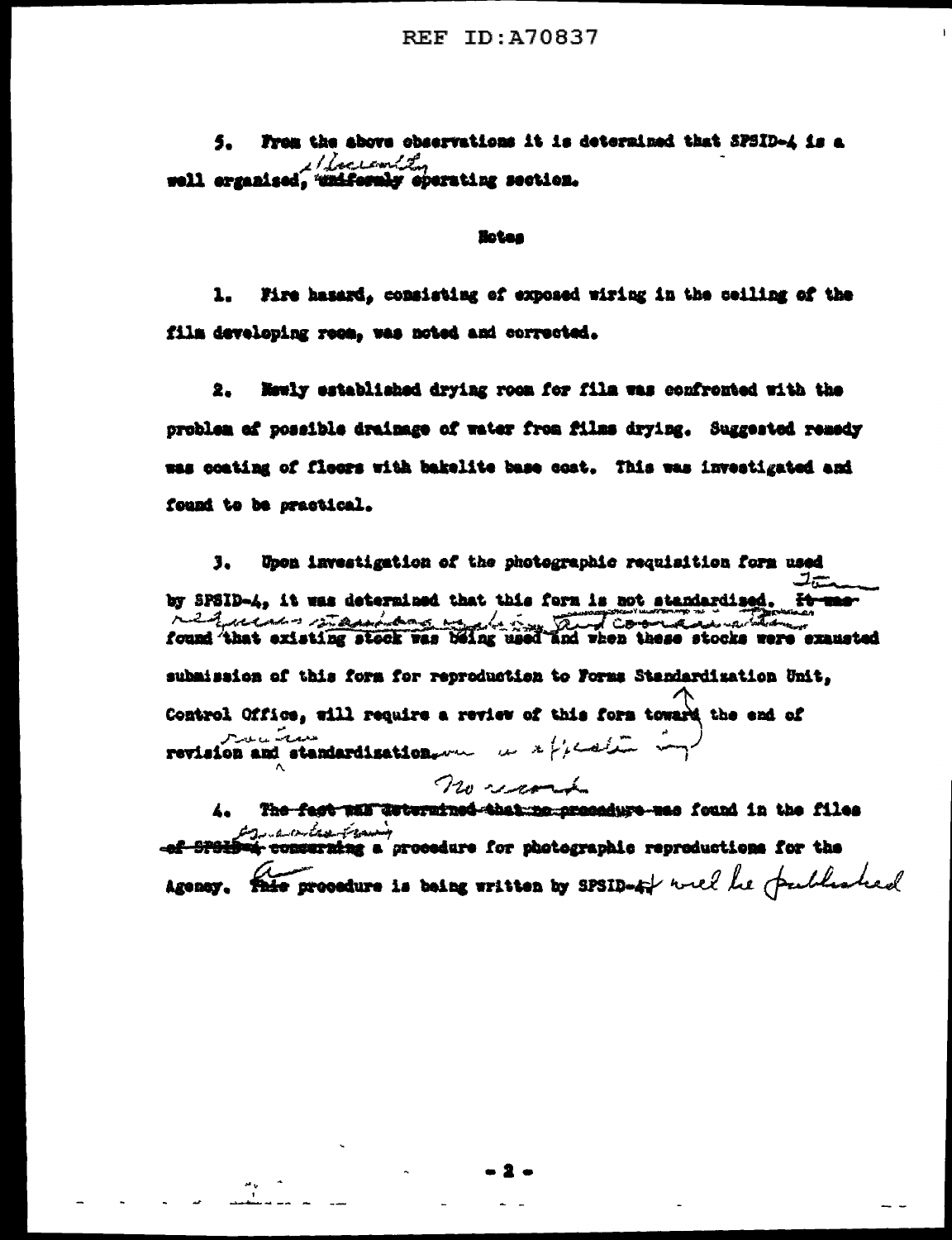5. From the above observations it is determined that SPSID-4 is a well organized, ~~uniformly~~ efficiently operating section.

## Notes

1. Fire hazard, consisting of exposed wiring in the ceiling of the film developing room, was noted and corrected.

2. Newly established drying room for film was confronted with the problem of possible drainage of water from films drying. Suggested remedy was coating of floors with bakelite base coat. This was investigated and found to be practical.

3. Upon investigation of the photographic requisition form used by SPSID-4, it was determined that this form is not standardized. ~~It was~~ It requires standardization and coordination. ~~found that existing stock was being used and when these stocks were exausted~~ submission of this form for reproduction to Forms Standardization Unit, Control Office, will require a review of this form toward the end of revision and standardization. (review in application)

4. ~~The fact was determined that no procedure was found in the files of SPSID-4 concerning~~ No record of standardizing a procedure for photographic reproductions for the Agency. ~~This~~ A procedure is being written by SPSID-4 & will be published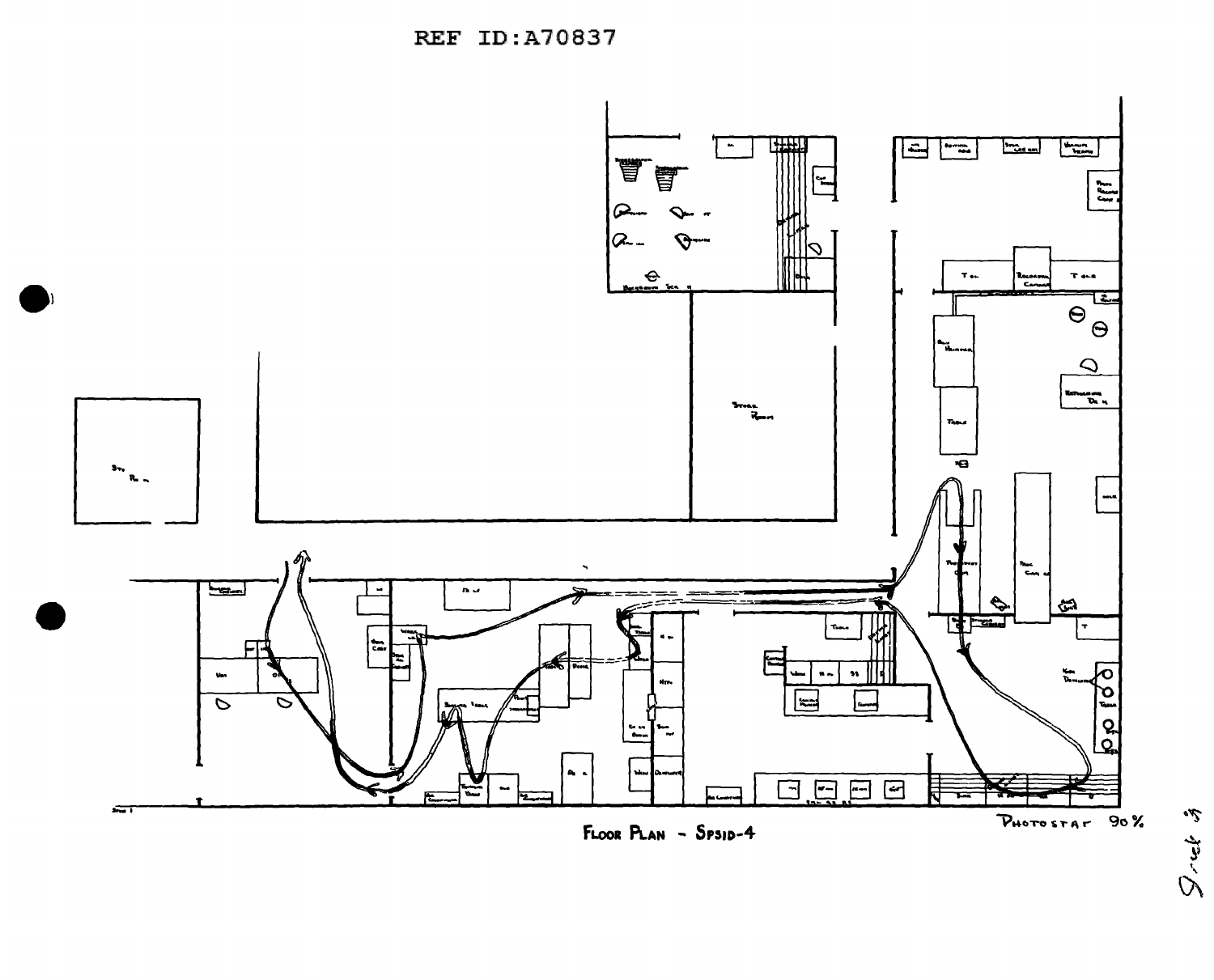REF ID:A70837

FLOOR PLAN - SPSID-4

PHOTOSTAT 90%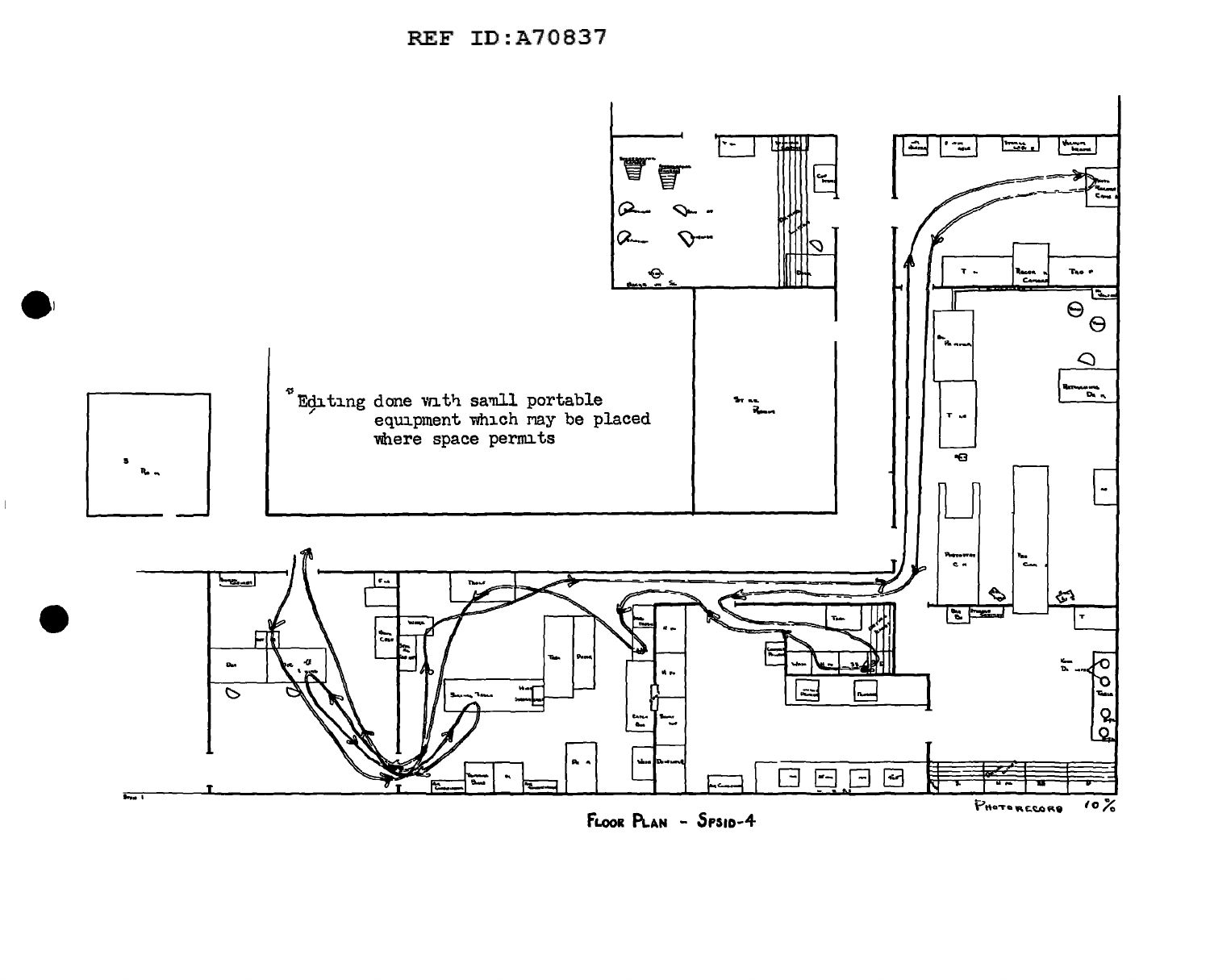*Editing done with samll portable equipment which may be placed where space permits

**Floor Plan - Spsid-4**

Photorecord 10%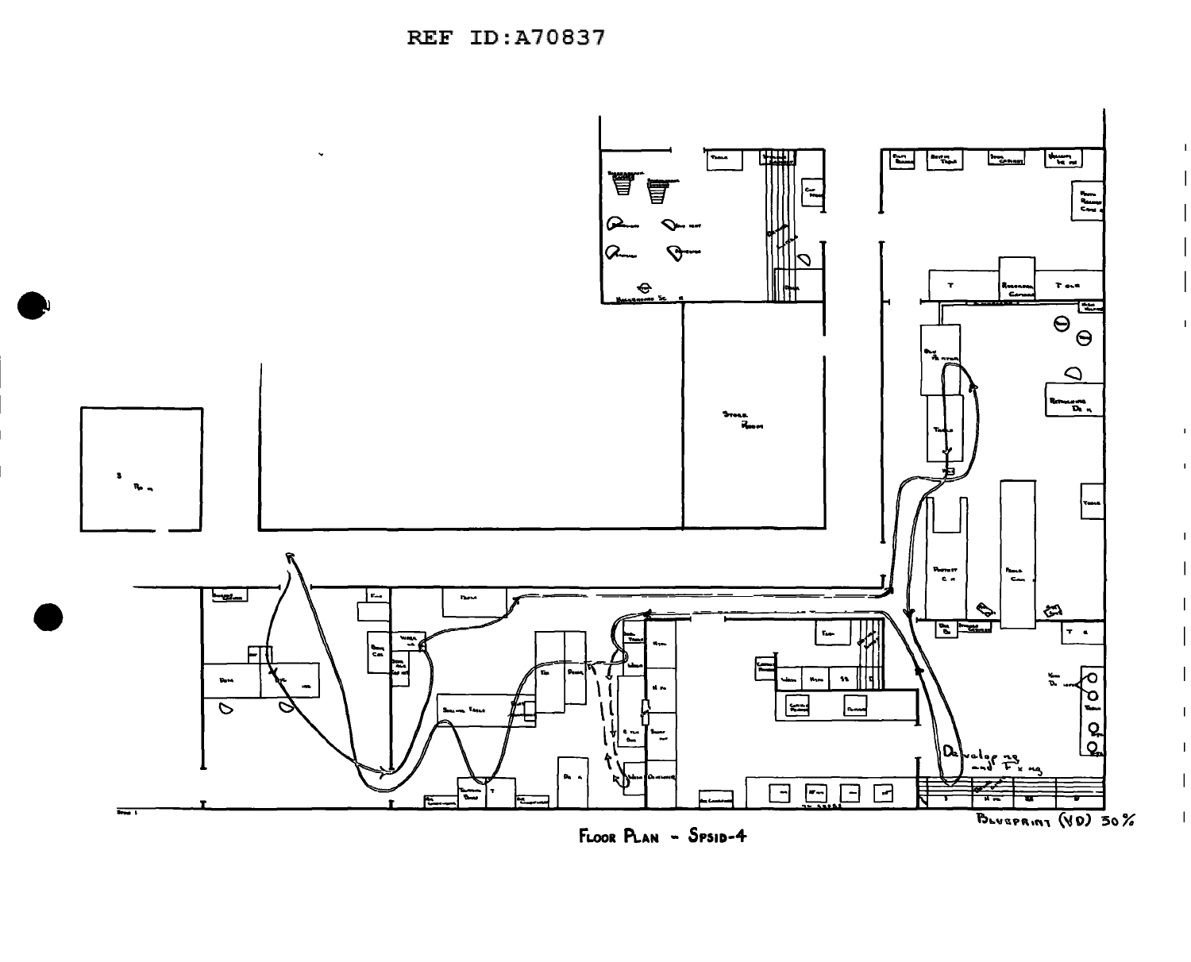FLOOR PLAN - SPSID-4

BLUEPRINT (VD) 30%

Developing and Fixing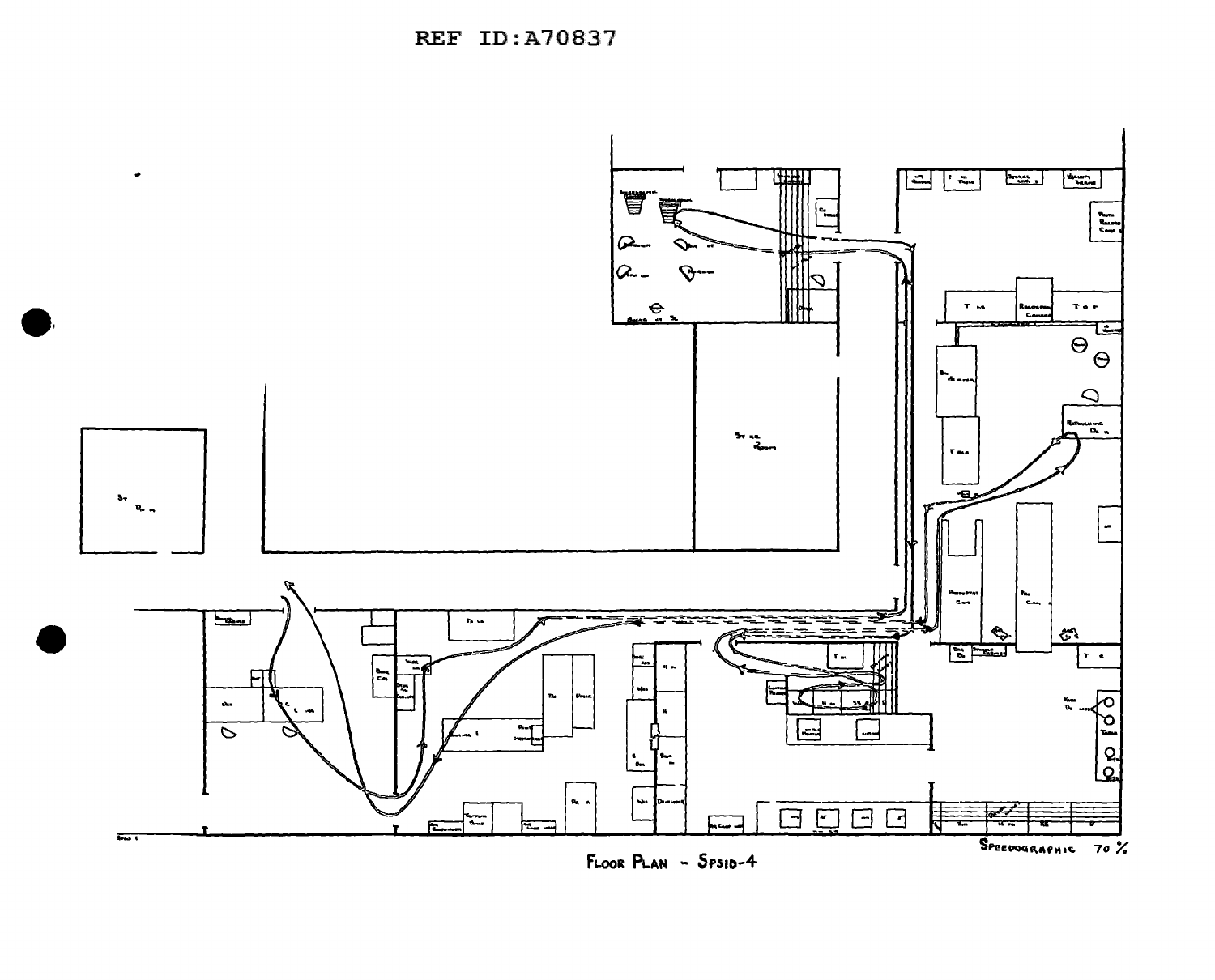REF ID:A70837

FLOOR PLAN - SPSID-4

SPEEDOGRAPHIC 70 %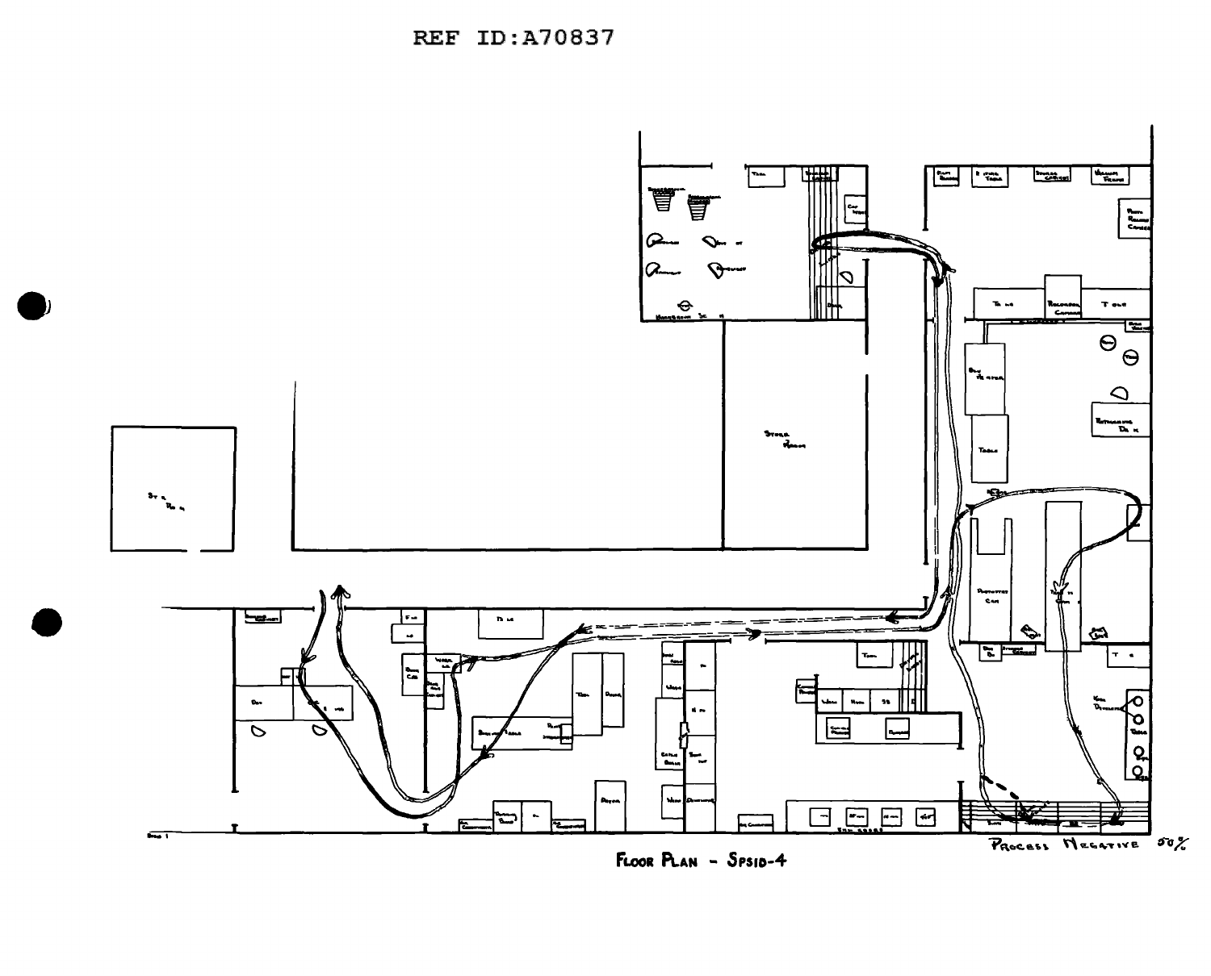REF ID:A70837

FLOOR PLAN - SPSID-4

PROCESS NEGATIVE 50%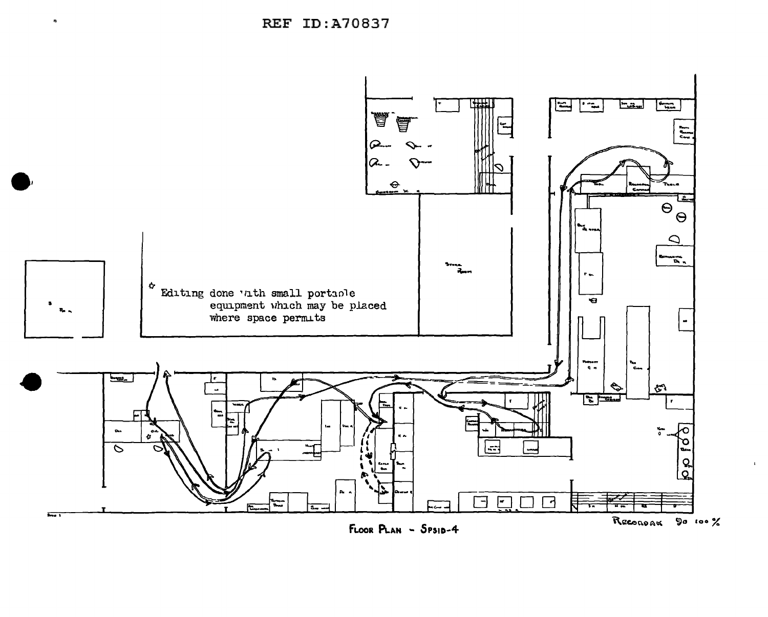☆ Editing done with small portable equipment which may be placed where space permits

FLOOR PLAN - SPSID-4

RECORDAK 90 100%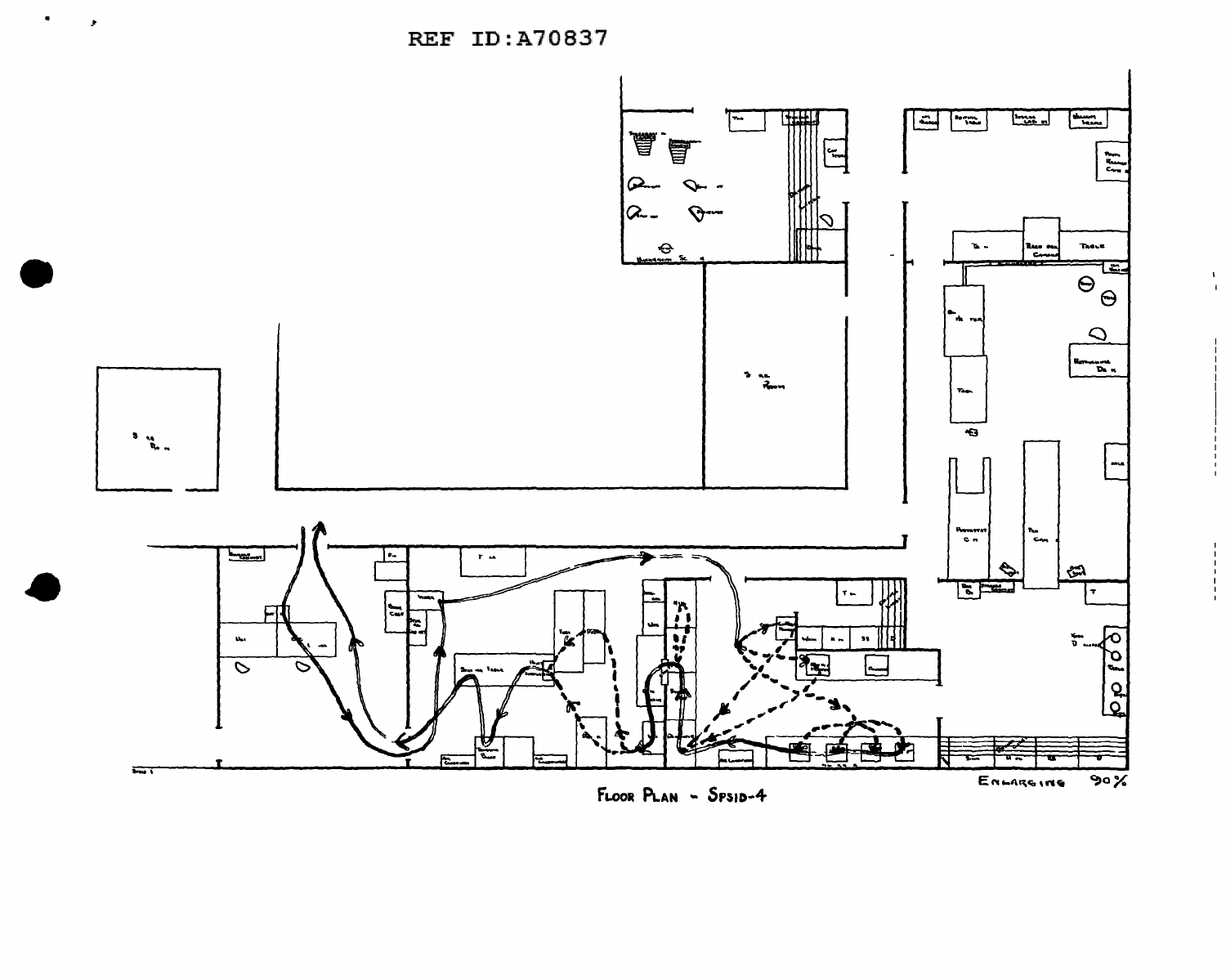REF ID:A70837

Floor Plan - SPSID-4

Enlarging 90%